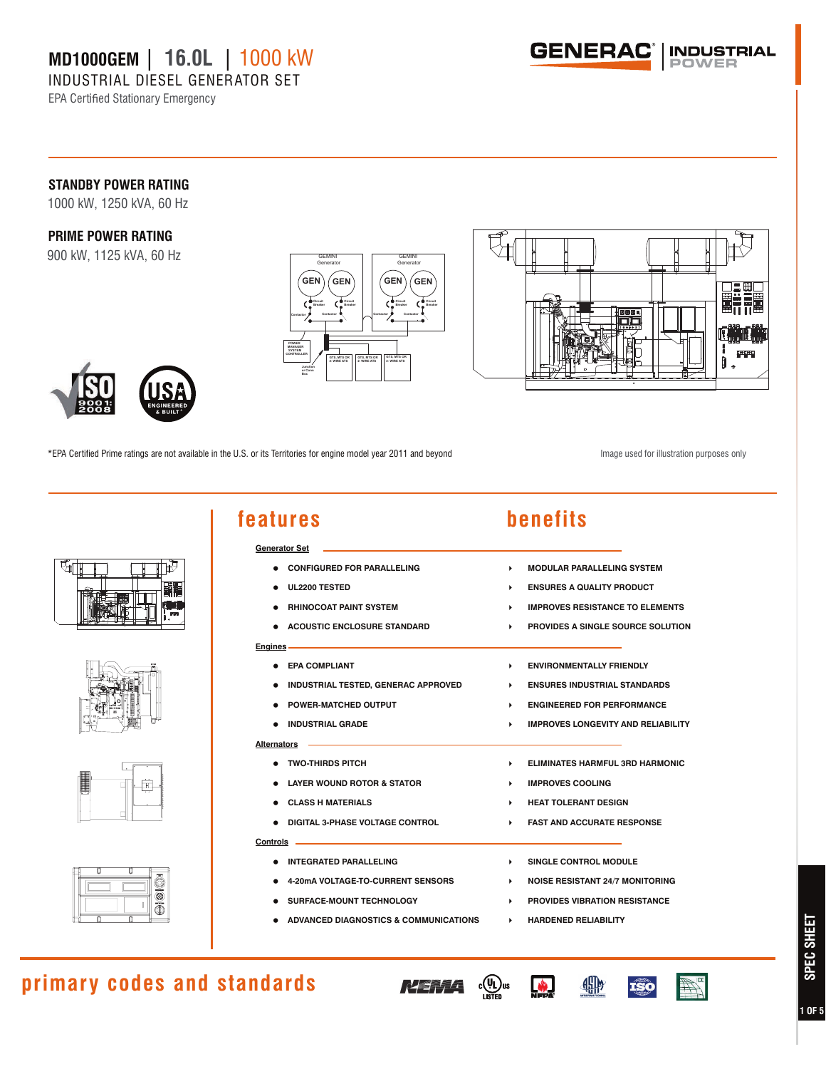# MD1000GEM | 16.0L | 1000 kW

## INDUSTRIAL DIESEL GENERATOR SET

EPA Certified Stationary Emergency

### STANDBY POWER RATING

1000 kW, 1250 kVA, 60 Hz

### PRIME POWER RATING

900 kW, 1125 kVA, 60 Hz

*EPA Certified Prime ratings are not available in the U.S. or its Territories for engine model year 2011 and beyond

Image used for illustration purposes only

## features / benefits

### Generator Set

| features | benefits |
|---|---|
| CONFIGURED FOR PARALLELING | MODULAR PARALLELING SYSTEM |
| UL2200 TESTED | ENSURES A QUALITY PRODUCT |
| RHINOCOAT PAINT SYSTEM | IMPROVES RESISTANCE TO ELEMENTS |
| ACOUSTIC ENCLOSURE STANDARD | PROVIDES A SINGLE SOURCE SOLUTION |

### Engines

| features | benefits |
|---|---|
| EPA COMPLIANT | ENVIRONMENTALLY FRIENDLY |
| INDUSTRIAL TESTED, GENERAC APPROVED | ENSURES INDUSTRIAL STANDARDS |
| POWER-MATCHED OUTPUT | ENGINEERED FOR PERFORMANCE |
| INDUSTRIAL GRADE | IMPROVES LONGEVITY AND RELIABILITY |

### Alternators

| features | benefits |
|---|---|
| TWO-THIRDS PITCH | ELIMINATES HARMFUL 3RD HARMONIC |
| LAYER WOUND ROTOR & STATOR | IMPROVES COOLING |
| CLASS H MATERIALS | HEAT TOLERANT DESIGN |
| DIGITAL 3-PHASE VOLTAGE CONTROL | FAST AND ACCURATE RESPONSE |

### Controls

| features | benefits |
|---|---|
| INTEGRATED PARALLELING | SINGLE CONTROL MODULE |
| 4-20mA VOLTAGE-TO-CURRENT SENSORS | NOISE RESISTANT 24/7 MONITORING |
| SURFACE-MOUNT TECHNOLOGY | PROVIDES VIBRATION RESISTANCE |
| ADVANCED DIAGNOSTICS & COMMUNICATIONS | HARDENED RELIABILITY |

## primary codes and standards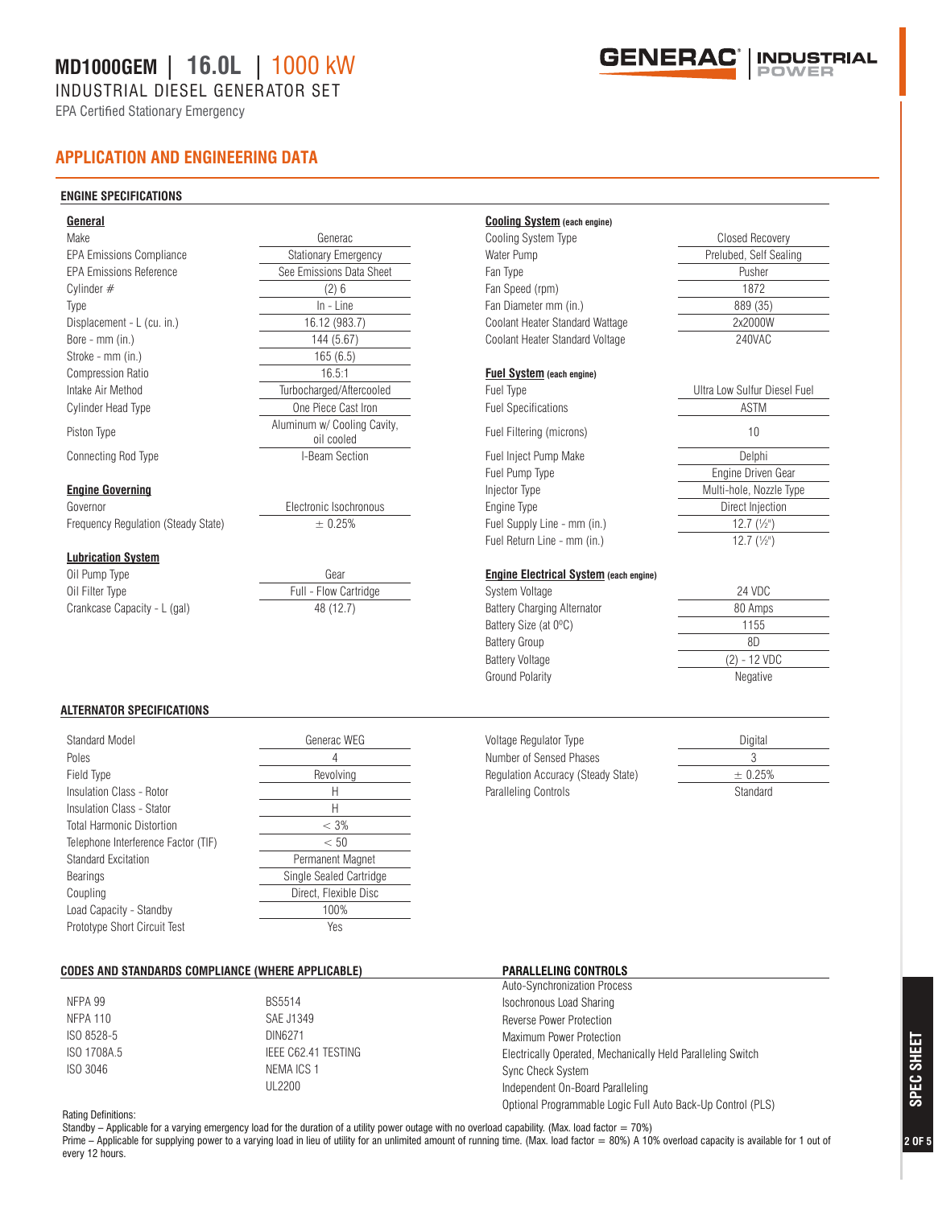# MD1000GEM | 16.0L | 1000 kW

INDUSTRIAL DIESEL GENERATOR SET

EPA Certified Stationary Emergency

## APPLICATION AND ENGINEERING DATA

### ENGINE SPECIFICATIONS

**General**

| | |
|---|---|
| Make | Generac |
| EPA Emissions Compliance | Stationary Emergency |
| EPA Emissions Reference | See Emissions Data Sheet |
| Cylinder # | (2) 6 |
| Type | In - Line |
| Displacement - L (cu. in.) | 16.12 (983.7) |
| Bore - mm (in.) | 144 (5.67) |
| Stroke - mm (in.) | 165 (6.5) |
| Compression Ratio | 16.5:1 |
| Intake Air Method | Turbocharged/Aftercooled |
| Cylinder Head Type | One Piece Cast Iron |
| Piston Type | Aluminum w/ Cooling Cavity, oil cooled |
| Connecting Rod Type | I-Beam Section |

**Engine Governing**

| | |
|---|---|
| Governor | Electronic Isochronous |
| Frequency Regulation (Steady State) | ± 0.25% |

**Lubrication System**

| | |
|---|---|
| Oil Pump Type | Gear |
| Oil Filter Type | Full - Flow Cartridge |
| Crankcase Capacity - L (gal) | 48 (12.7) |

**Cooling System (each engine)**

| | |
|---|---|
| Cooling System Type | Closed Recovery |
| Water Pump | Prelubed, Self Sealing |
| Fan Type | Pusher |
| Fan Speed (rpm) | 1872 |
| Fan Diameter mm (in.) | 889 (35) |
| Coolant Heater Standard Wattage | 2x2000W |
| Coolant Heater Standard Voltage | 240VAC |

**Fuel System (each engine)**

| | |
|---|---|
| Fuel Type | Ultra Low Sulfur Diesel Fuel |
| Fuel Specifications | ASTM |
| Fuel Filtering (microns) | 10 |
| Fuel Inject Pump Make | Delphi |
| Fuel Pump Type | Engine Driven Gear |
| Injector Type | Multi-hole, Nozzle Type |
| Engine Type | Direct Injection |
| Fuel Supply Line - mm (in.) | 12.7 (½") |
| Fuel Return Line - mm (in.) | 12.7 (½") |

**Engine Electrical System (each engine)**

| | |
|---|---|
| System Voltage | 24 VDC |
| Battery Charging Alternator | 80 Amps |
| Battery Size (at 0°C) | 1155 |
| Battery Group | 8D |
| Battery Voltage | (2) - 12 VDC |
| Ground Polarity | Negative |

### ALTERNATOR SPECIFICATIONS

| | |
|---|---|
| Standard Model | Generac WEG |
| Poles | 4 |
| Field Type | Revolving |
| Insulation Class - Rotor | H |
| Insulation Class - Stator | H |
| Total Harmonic Distortion | < 3% |
| Telephone Interference Factor (TIF) | < 50 |
| Standard Excitation | Permanent Magnet |
| Bearings | Single Sealed Cartridge |
| Coupling | Direct, Flexible Disc |
| Load Capacity - Standby | 100% |
| Prototype Short Circuit Test | Yes |

| | |
|---|---|
| Voltage Regulator Type | Digital |
| Number of Sensed Phases | 3 |
| Regulation Accuracy (Steady State) | ± 0.25% |
| Paralleling Controls | Standard |

### CODES AND STANDARDS COMPLIANCE (WHERE APPLICABLE)

- NFPA 99
- NFPA 110
- ISO 8528-5
- ISO 1708A.5
- ISO 3046
- BS5514
- SAE J1349
- DIN6271
- IEEE C62.41 TESTING
- NEMA ICS 1
- UL2200

### PARALLELING CONTROLS

- Auto-Synchronization Process
- Isochronous Load Sharing
- Reverse Power Protection
- Maximum Power Protection
- Electrically Operated, Mechanically Held Paralleling Switch
- Sync Check System
- Independent On-Board Paralleling
- Optional Programmable Logic Full Auto Back-Up Control (PLS)

Rating Definitions:

Standby – Applicable for a varying emergency load for the duration of a utility power outage with no overload capability. (Max. load factor = 70%)

Prime – Applicable for supplying power to a varying load in lieu of utility for an unlimited amount of running time. (Max. load factor = 80%) A 10% overload capacity is available for 1 out of every 12 hours.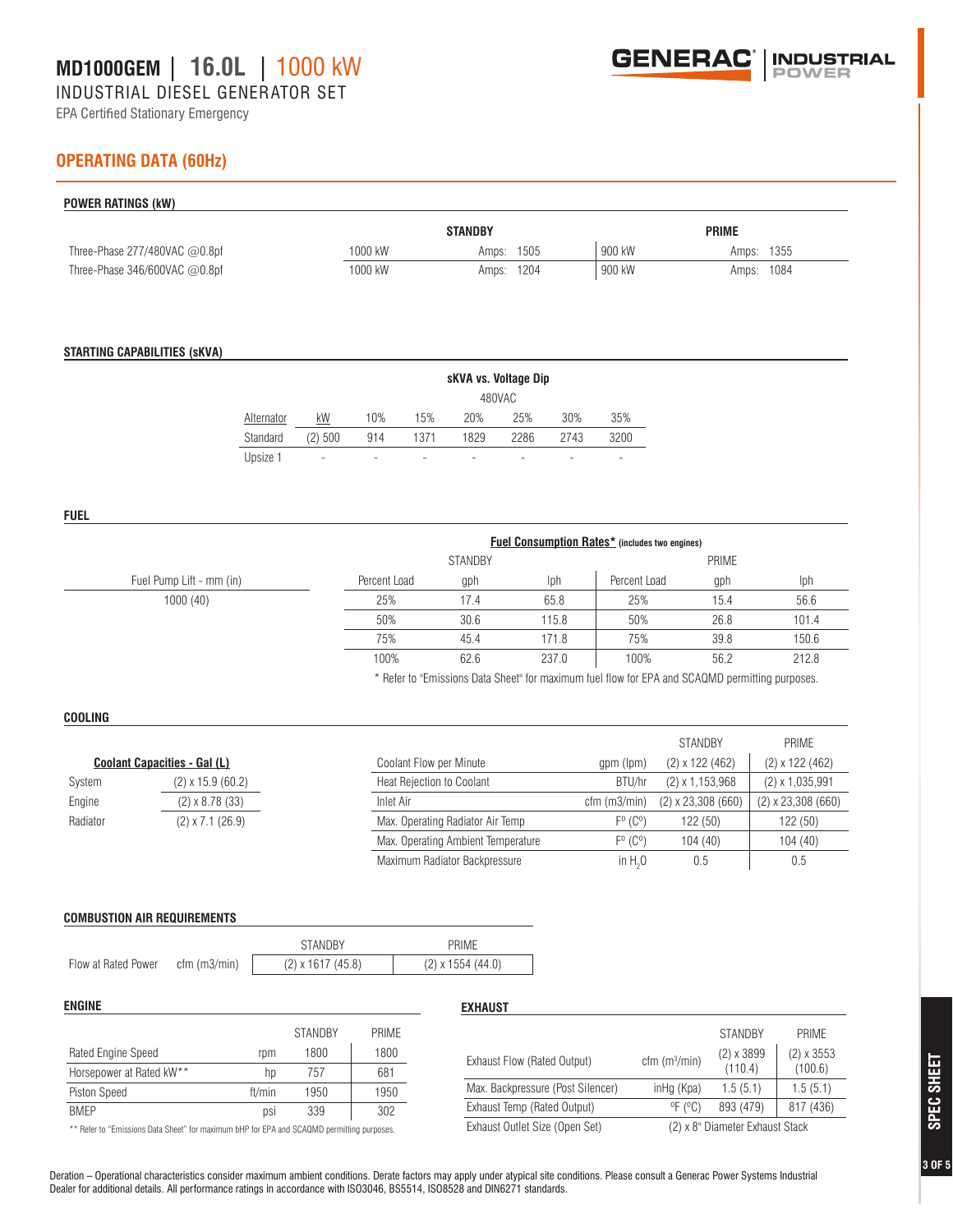# MD1000GEM | 16.0L | 1000 kW

INDUSTRIAL DIESEL GENERATOR SET

EPA Certified Stationary Emergency

## OPERATING DATA (60Hz)

### POWER RATINGS (kW)

| | STANDBY | | PRIME | |
|---|---|---|---|---|
| Three-Phase 277/480VAC @0.8pf | 1000 kW | Amps: 1505 | 900 kW | Amps: 1355 |
| Three-Phase 346/600VAC @0.8pf | 1000 kW | Amps: 1204 | 900 kW | Amps: 1084 |

### STARTING CAPABILITIES (sKVA)

sKVA vs. Voltage Dip — 480VAC

| Alternator | kW | 10% | 15% | 20% | 25% | 30% | 35% |
|---|---|---|---|---|---|---|---|
| Standard | (2) 500 | 914 | 1371 | 1829 | 2286 | 2743 | 3200 |
| Upsize 1 | - | - | - | - | - | - | - |

### FUEL

| Fuel Pump Lift - mm (in) |
|---|
| 1000 (40) |

**Fuel Consumption Rates*** (includes two engines)

| STANDBY | | | PRIME | | |
|---|---|---|---|---|---|
| Percent Load | gph | lph | Percent Load | gph | lph |
| 25% | 17.4 | 65.8 | 25% | 15.4 | 56.6 |
| 50% | 30.6 | 115.8 | 50% | 26.8 | 101.4 |
| 75% | 45.4 | 171.8 | 75% | 39.8 | 150.6 |
| 100% | 62.6 | 237.0 | 100% | 56.2 | 212.8 |

* Refer to "Emissions Data Sheet" for maximum fuel flow for EPA and SCAQMD permitting purposes.

### COOLING

**Coolant Capacities - Gal (L)**

| | |
|---|---|
| System | (2) x 15.9 (60.2) |
| Engine | (2) x 8.78 (33) |
| Radiator | (2) x 7.1 (26.9) |

| | | STANDBY | PRIME |
|---|---|---|---|
| Coolant Flow per Minute | gpm (lpm) | (2) x 122 (462) | (2) x 122 (462) |
| Heat Rejection to Coolant | BTU/hr | (2) x 1,153,968 | (2) x 1,035,991 |
| Inlet Air | cfm (m3/min) | (2) x 23,308 (660) | (2) x 23,308 (660) |
| Max. Operating Radiator Air Temp | Fº (Cº) | 122 (50) | 122 (50) |
| Max. Operating Ambient Temperature | Fº (Cº) | 104 (40) | 104 (40) |
| Maximum Radiator Backpressure | in $H_2O$ | 0.5 | 0.5 |

### COMBUSTION AIR REQUIREMENTS

| | | STANDBY | PRIME |
|---|---|---|---|
| Flow at Rated Power | cfm (m3/min) | (2) x 1617 (45.8) | (2) x 1554 (44.0) |

### ENGINE

| | | STANDBY | PRIME |
|---|---|---|---|
| Rated Engine Speed | rpm | 1800 | 1800 |
| Horsepower at Rated kW** | hp | 757 | 681 |
| Piston Speed | ft/min | 1950 | 1950 |
| BMEP | psi | 339 | 302 |

** Refer to "Emissions Data Sheet" for maximum bHP for EPA and SCAQMD permitting purposes.

### EXHAUST

| | | STANDBY | PRIME |
|---|---|---|---|
| Exhaust Flow (Rated Output) | cfm ($m^3$/min) | (2) x 3899 (110.4) | (2) x 3553 (100.6) |
| Max. Backpressure (Post Silencer) | inHg (Kpa) | 1.5 (5.1) | 1.5 (5.1) |
| Exhaust Temp (Rated Output) | ºF (ºC) | 893 (479) | 817 (436) |
| Exhaust Outlet Size (Open Set) | | (2) x 8" Diameter Exhaust Stack | |

Deration – Operational characteristics consider maximum ambient conditions. Derate factors may apply under atypical site conditions. Please consult a Generac Power Systems Industrial Dealer for additional details. All performance ratings in accordance with ISO3046, BS5514, ISO8528 and DIN6271 standards.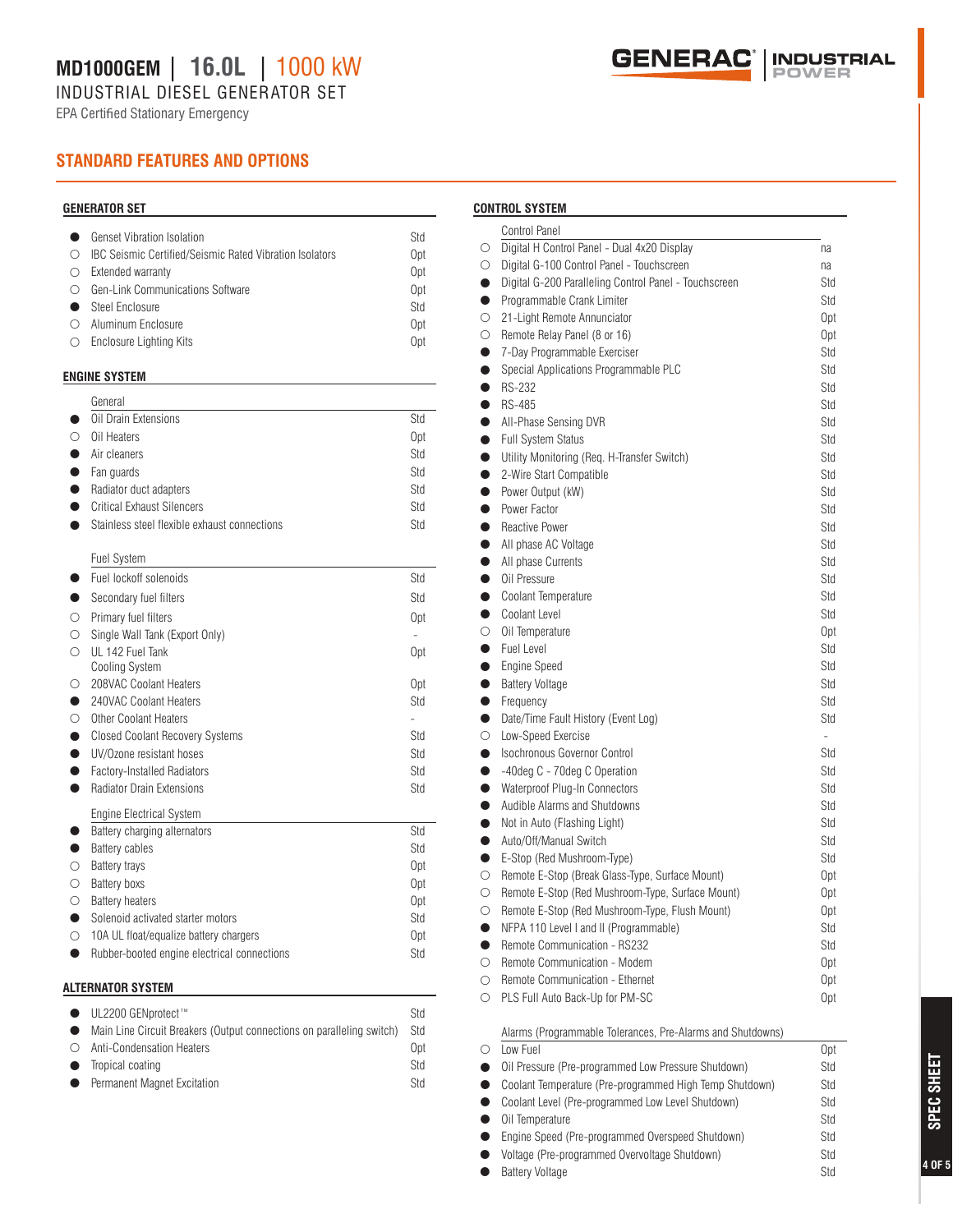# MD1000GEM | 16.0L | 1000 kW

INDUSTRIAL DIESEL GENERATOR SET

EPA Certified Stationary Emergency

## STANDARD FEATURES AND OPTIONS

### GENERATOR SET

| | | |
|---|---|---|
| ● | Genset Vibration Isolation | Std |
| ○ | IBC Seismic Certified/Seismic Rated Vibration Isolators | Opt |
| ○ | Extended warranty | Opt |
| ○ | Gen-Link Communications Software | Opt |
| ● | Steel Enclosure | Std |
| ○ | Aluminum Enclosure | Opt |
| ○ | Enclosure Lighting Kits | Opt |

### ENGINE SYSTEM

| | General | |
|---|---|---|
| ● | Oil Drain Extensions | Std |
| ○ | Oil Heaters | Opt |
| ● | Air cleaners | Std |
| ● | Fan guards | Std |
| ● | Radiator duct adapters | Std |
| ● | Critical Exhaust Silencers | Std |
| ● | Stainless steel flexible exhaust connections | Std |

| | Fuel System | |
|---|---|---|
| ● | Fuel lockoff solenoids | Std |
| ● | Secondary fuel filters | Std |
| ○ | Primary fuel filters | Opt |
| ○ | Single Wall Tank (Export Only) | - |
| ○ | UL 142 Fuel Tank | Opt |

| | Cooling System | |
|---|---|---|
| ○ | 208VAC Coolant Heaters | Opt |
| ● | 240VAC Coolant Heaters | Std |
| ○ | Other Coolant Heaters | - |
| ● | Closed Coolant Recovery Systems | Std |
| ● | UV/Ozone resistant hoses | Std |
| ● | Factory-Installed Radiators | Std |
| ● | Radiator Drain Extensions | Std |

| | Engine Electrical System | |
|---|---|---|
| ● | Battery charging alternators | Std |
| ● | Battery cables | Std |
| ○ | Battery trays | Opt |
| ○ | Battery boxs | Opt |
| ○ | Battery heaters | Opt |
| ● | Solenoid activated starter motors | Std |
| ○ | 10A UL float/equalize battery chargers | Opt |
| ● | Rubber-booted engine electrical connections | Std |

### ALTERNATOR SYSTEM

| | | |
|---|---|---|
| ● | UL2200 GENprotect™ | Std |
| ● | Main Line Circuit Breakers (Output connections on paralleling switch) | Std |
| ○ | Anti-Condensation Heaters | Opt |
| ● | Tropical coating | Std |
| ● | Permanent Magnet Excitation | Std |

### CONTROL SYSTEM

| | Control Panel | |
|---|---|---|
| ○ | Digital H Control Panel - Dual 4x20 Display | na |
| ○ | Digital G-100 Control Panel - Touchscreen | na |
| ● | Digital G-200 Paralleling Control Panel - Touchscreen | Std |
| ● | Programmable Crank Limiter | Std |
| ○ | 21-Light Remote Annunciator | Opt |
| ○ | Remote Relay Panel (8 or 16) | Opt |
| ● | 7-Day Programmable Exerciser | Std |
| ● | Special Applications Programmable PLC | Std |
| ● | RS-232 | Std |
| ● | RS-485 | Std |
| ● | All-Phase Sensing DVR | Std |
| ● | Full System Status | Std |
| ● | Utility Monitoring (Req. H-Transfer Switch) | Std |
| ● | 2-Wire Start Compatible | Std |
| ● | Power Output (kW) | Std |
| ● | Power Factor | Std |
| ● | Reactive Power | Std |
| ● | All phase AC Voltage | Std |
| ● | All phase Currents | Std |
| ● | Oil Pressure | Std |
| ● | Coolant Temperature | Std |
| ● | Coolant Level | Std |
| ○ | Oil Temperature | Opt |
| ● | Fuel Level | Std |
| ● | Engine Speed | Std |
| ● | Battery Voltage | Std |
| ● | Frequency | Std |
| ● | Date/Time Fault History (Event Log) | Std |
| ○ | Low-Speed Exercise | - |
| ● | Isochronous Governor Control | Std |
| ● | -40deg C - 70deg C Operation | Std |
| ● | Waterproof Plug-In Connectors | Std |
| ● | Audible Alarms and Shutdowns | Std |
| ● | Not in Auto (Flashing Light) | Std |
| ● | Auto/Off/Manual Switch | Std |
| ● | E-Stop (Red Mushroom-Type) | Std |
| ○ | Remote E-Stop (Break Glass-Type, Surface Mount) | Opt |
| ○ | Remote E-Stop (Red Mushroom-Type, Surface Mount) | Opt |
| ○ | Remote E-Stop (Red Mushroom-Type, Flush Mount) | Opt |
| ● | NFPA 110 Level I and II (Programmable) | Std |
| ● | Remote Communication - RS232 | Std |
| ○ | Remote Communication - Modem | Opt |
| ○ | Remote Communication - Ethernet | Opt |
| ○ | PLS Full Auto Back-Up for PM-SC | Opt |

| | Alarms (Programmable Tolerances, Pre-Alarms and Shutdowns) | |
|---|---|---|
| ○ | Low Fuel | Opt |
| ● | Oil Pressure (Pre-programmed Low Pressure Shutdown) | Std |
| ● | Coolant Temperature (Pre-programmed High Temp Shutdown) | Std |
| ● | Coolant Level (Pre-programmed Low Level Shutdown) | Std |
| ● | Oil Temperature | Std |
| ● | Engine Speed (Pre-programmed Overspeed Shutdown) | Std |
| ● | Voltage (Pre-programmed Overvoltage Shutdown) | Std |
| ● | Battery Voltage | Std |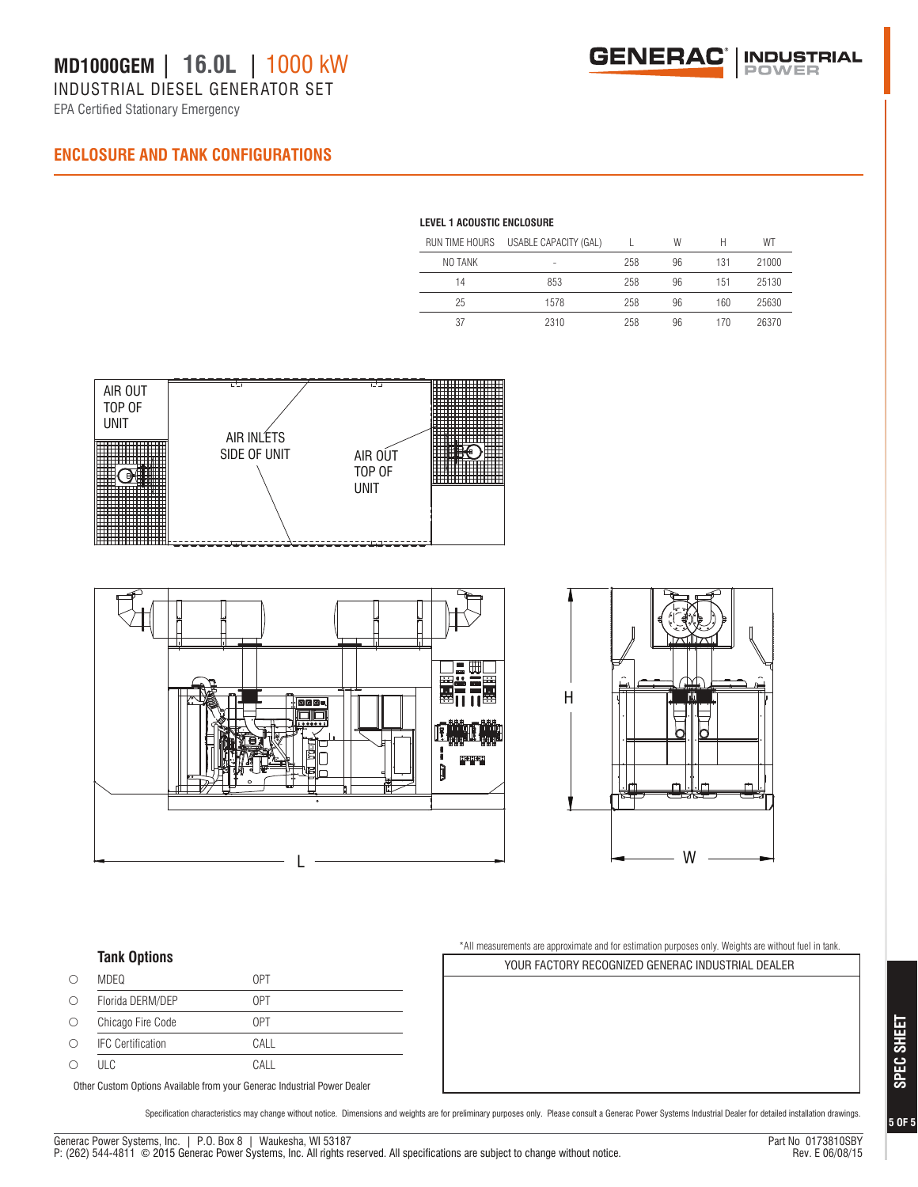## ENCLOSURE AND TANK CONFIGURATIONS

**LEVEL 1 ACOUSTIC ENCLOSURE**

| RUN TIME HOURS | USABLE CAPACITY (GAL) | L | W | H | WT |
|---|---|---|---|---|---|
| NO TANK | - | 258 | 96 | 131 | 21000 |
| 14 | 853 | 258 | 96 | 151 | 25130 |
| 25 | 1578 | 258 | 96 | 160 | 25630 |
| 37 | 2310 | 258 | 96 | 170 | 26370 |

AIR OUT TOP OF UNIT

AIR INLETS SIDE OF UNIT

AIR OUT TOP OF UNIT

H

L

W

*All measurements are approximate and for estimation purposes only. Weights are without fuel in tank.

### Tank Options

| | | |
|---|---|---|
| ○ | MDEQ | OPT |
| ○ | Florida DERM/DEP | OPT |
| ○ | Chicago Fire Code | OPT |
| ○ | IFC Certification | CALL |
| ○ | ULC | CALL |

Other Custom Options Available from your Generac Industrial Power Dealer

YOUR FACTORY RECOGNIZED GENERAC INDUSTRIAL DEALER

Specification characteristics may change without notice. Dimensions and weights are for preliminary purposes only. Please consult a Generac Power Systems Industrial Dealer for detailed installation drawings.